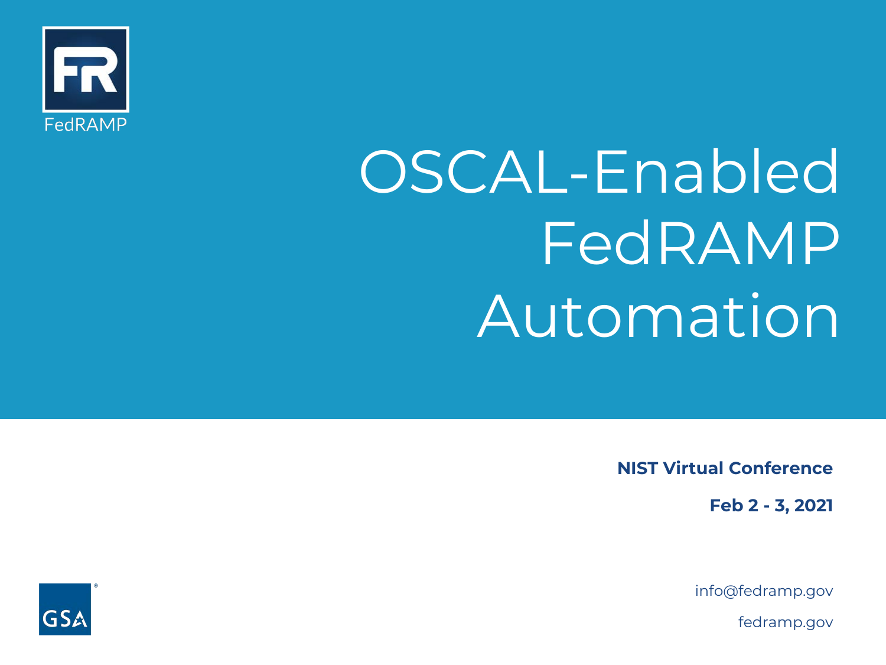FedRAMP

# OSCAL-Enabled FedRAMP Automation

**NIST Virtual Conference**

**Feb 2 - 3, 2021**

GSA

info@fedramp.gov

fedramp.gov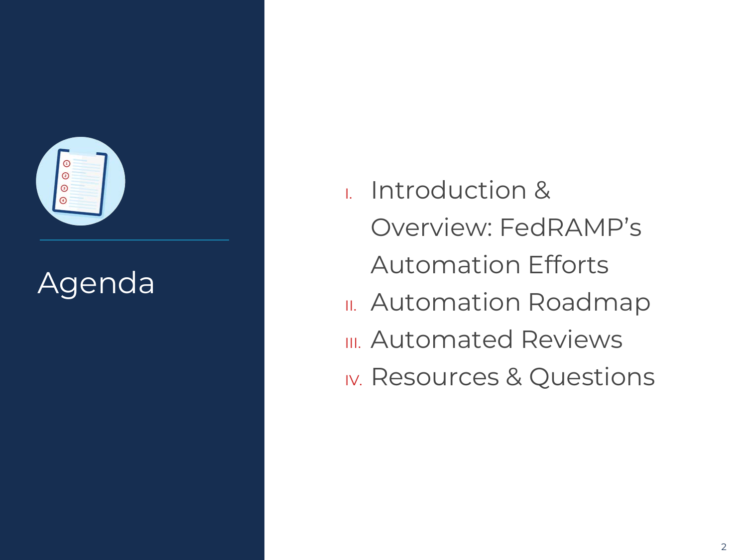# Agenda

I. Introduction & Overview: FedRAMP's Automation Efforts
II. Automation Roadmap
III. Automated Reviews
IV. Resources & Questions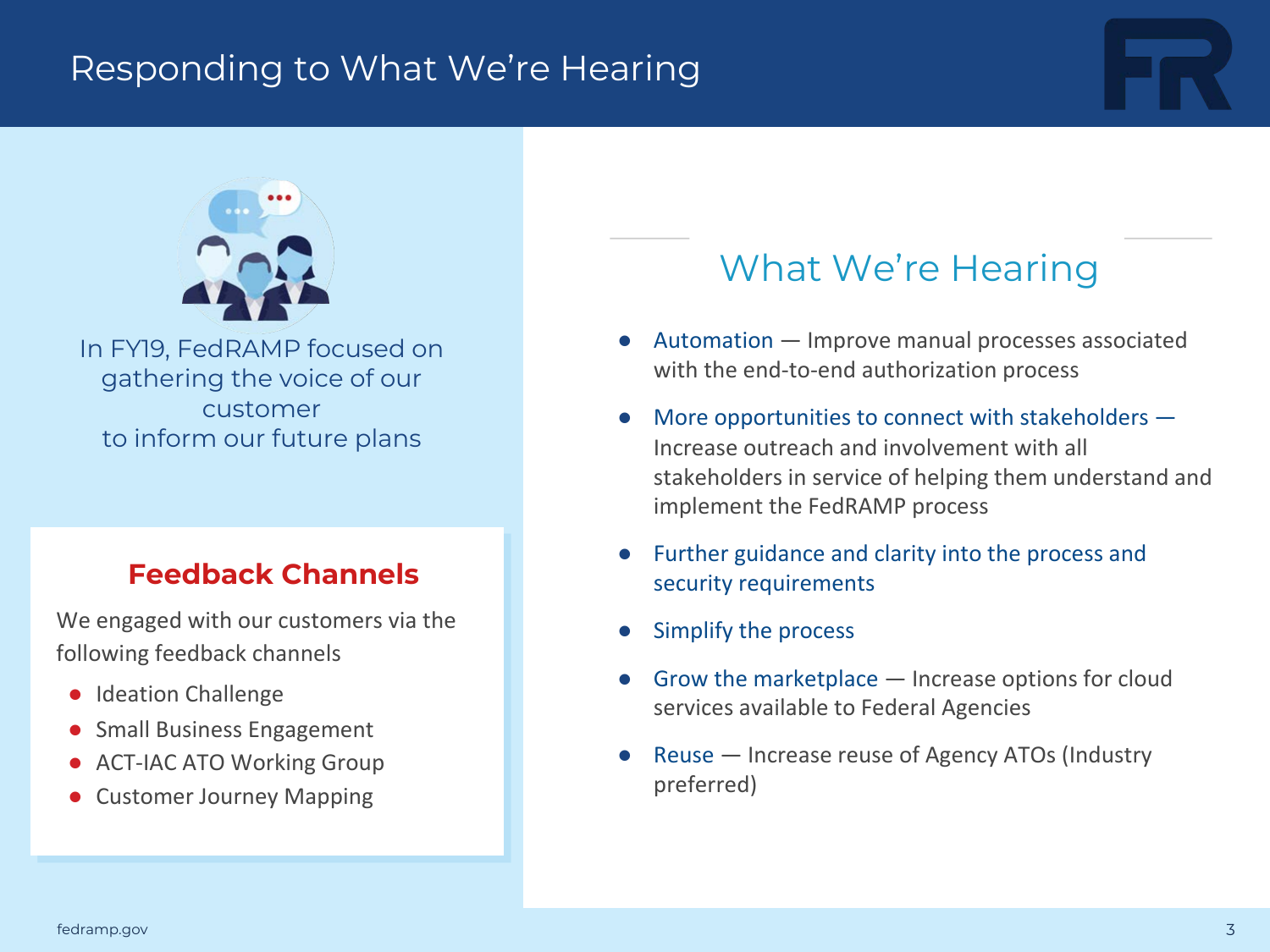# Responding to What We're Hearing

In FY19, FedRAMP focused on gathering the voice of our customer to inform our future plans

## Feedback Channels

We engaged with our customers via the following feedback channels

- Ideation Challenge
- Small Business Engagement
- ACT-IAC ATO Working Group
- Customer Journey Mapping

## What We're Hearing

- Automation — Improve manual processes associated with the end-to-end authorization process
- More opportunities to connect with stakeholders — Increase outreach and involvement with all stakeholders in service of helping them understand and implement the FedRAMP process
- Further guidance and clarity into the process and security requirements
- Simplify the process
- Grow the marketplace — Increase options for cloud services available to Federal Agencies
- Reuse — Increase reuse of Agency ATOs (Industry preferred)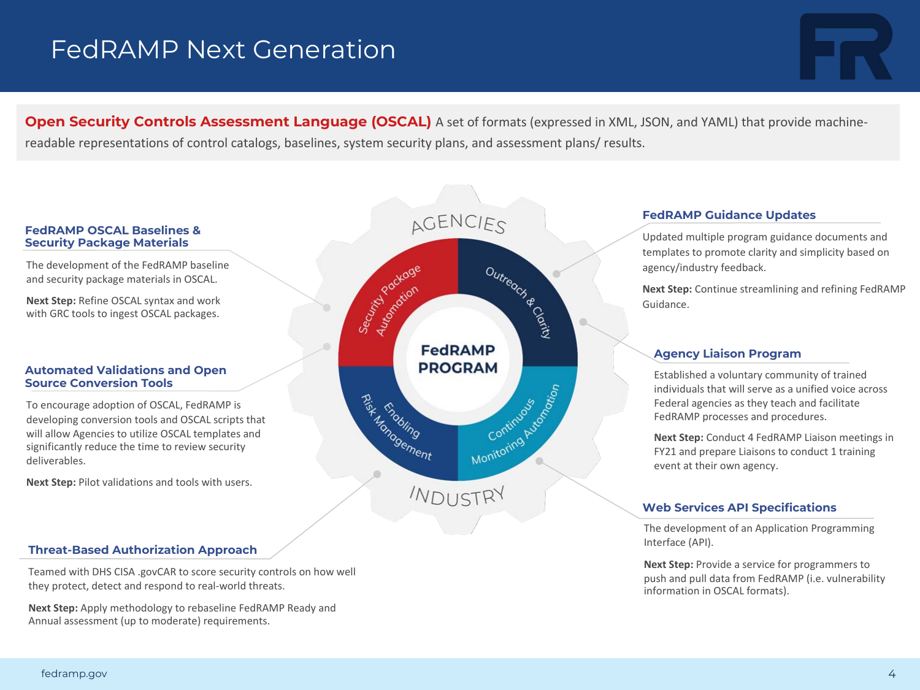# FedRAMP Next Generation

**Open Security Controls Assessment Language (OSCAL)** A set of formats (expressed in XML, JSON, and YAML) that provide machine-readable representations of control catalogs, baselines, system security plans, and assessment plans/ results.

AGENCIES

FedRAMP PROGRAM

- Security Package Automation
- Outreach & Clarity
- Continuous Monitoring Automation
- Enabling Risk Management

INDUSTRY

### FedRAMP OSCAL Baselines & Security Package Materials

The development of the FedRAMP baseline and security package materials in OSCAL.

**Next Step:** Refine OSCAL syntax and work with GRC tools to ingest OSCAL packages.

### Automated Validations and Open Source Conversion Tools

To encourage adoption of OSCAL, FedRAMP is developing conversion tools and OSCAL scripts that will allow Agencies to utilize OSCAL templates and significantly reduce the time to review security deliverables.

**Next Step:** Pilot validations and tools with users.

### Threat-Based Authorization Approach

Teamed with DHS CISA .govCAR to score security controls on how well they protect, detect and respond to real-world threats.

**Next Step:** Apply methodology to rebaseline FedRAMP Ready and Annual assessment (up to moderate) requirements.

### FedRAMP Guidance Updates

Updated multiple program guidance documents and templates to promote clarity and simplicity based on agency/industry feedback.

**Next Step:** Continue streamlining and refining FedRAMP Guidance.

### Agency Liaison Program

Established a voluntary community of trained individuals that will serve as a unified voice across Federal agencies as they teach and facilitate FedRAMP processes and procedures.

**Next Step:** Conduct 4 FedRAMP Liaison meetings in FY21 and prepare Liaisons to conduct 1 training event at their own agency.

### Web Services API Specifications

The development of an Application Programming Interface (API).

**Next Step:** Provide a service for programmers to push and pull data from FedRAMP (i.e. vulnerability information in OSCAL formats).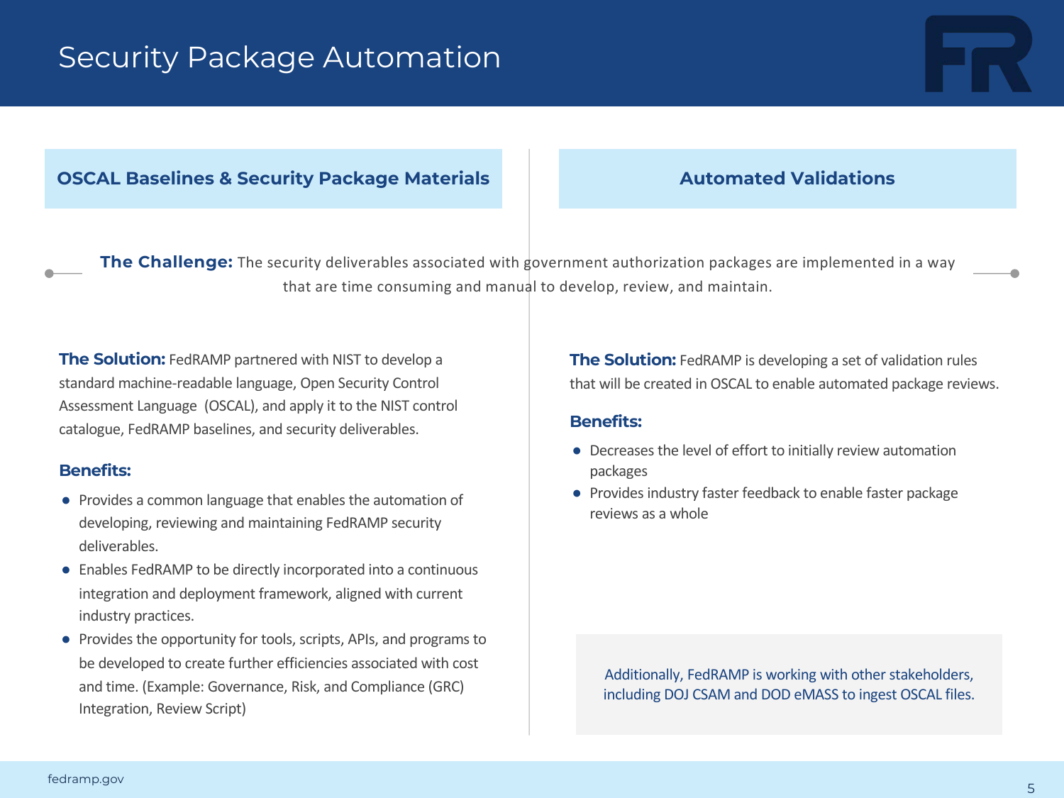# Security Package Automation

**The Challenge:** The security deliverables associated with government authorization packages are implemented in a way that are time consuming and manual to develop, review, and maintain.

## OSCAL Baselines & Security Package Materials

**The Solution:** FedRAMP partnered with NIST to develop a standard machine-readable language, Open Security Control Assessment Language (OSCAL), and apply it to the NIST control catalogue, FedRAMP baselines, and security deliverables.

**Benefits:**

- Provides a common language that enables the automation of developing, reviewing and maintaining FedRAMP security deliverables.
- Enables FedRAMP to be directly incorporated into a continuous integration and deployment framework, aligned with current industry practices.
- Provides the opportunity for tools, scripts, APIs, and programs to be developed to create further efficiencies associated with cost and time. (Example: Governance, Risk, and Compliance (GRC) Integration, Review Script)

## Automated Validations

**The Solution:** FedRAMP is developing a set of validation rules that will be created in OSCAL to enable automated package reviews.

**Benefits:**

- Decreases the level of effort to initially review automation packages
- Provides industry faster feedback to enable faster package reviews as a whole

Additionally, FedRAMP is working with other stakeholders, including DOJ CSAM and DOD eMASS to ingest OSCAL files.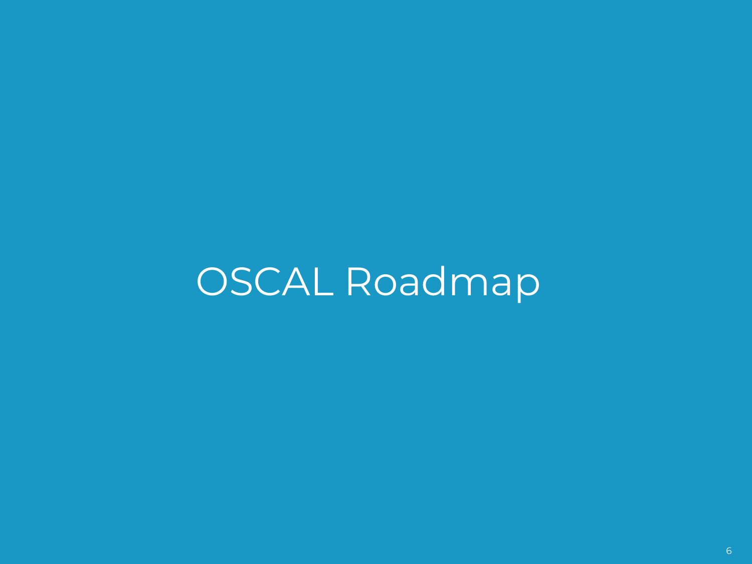# OSCAL Roadmap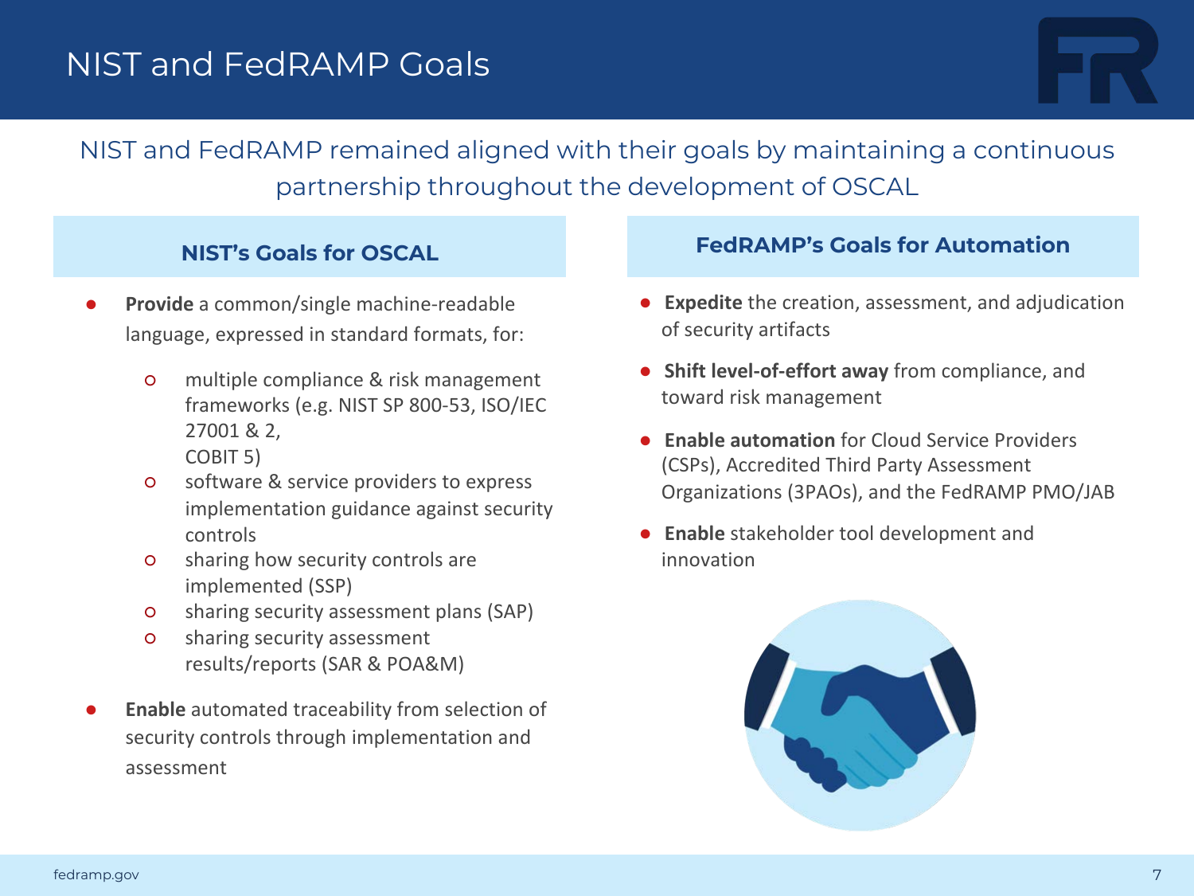# NIST and FedRAMP Goals

NIST and FedRAMP remained aligned with their goals by maintaining a continuous partnership throughout the development of OSCAL

## NIST's Goals for OSCAL

- **Provide** a common/single machine-readable language, expressed in standard formats, for:
  - multiple compliance & risk management frameworks (e.g. NIST SP 800-53, ISO/IEC 27001 & 2, COBIT 5)
  - software & service providers to express implementation guidance against security controls
  - sharing how security controls are implemented (SSP)
  - sharing security assessment plans (SAP)
  - sharing security assessment results/reports (SAR & POA&M)
- **Enable** automated traceability from selection of security controls through implementation and assessment

## FedRAMP's Goals for Automation

- **Expedite** the creation, assessment, and adjudication of security artifacts
- **Shift level-of-effort away** from compliance, and toward risk management
- **Enable automation** for Cloud Service Providers (CSPs), Accredited Third Party Assessment Organizations (3PAOs), and the FedRAMP PMO/JAB
- **Enable** stakeholder tool development and innovation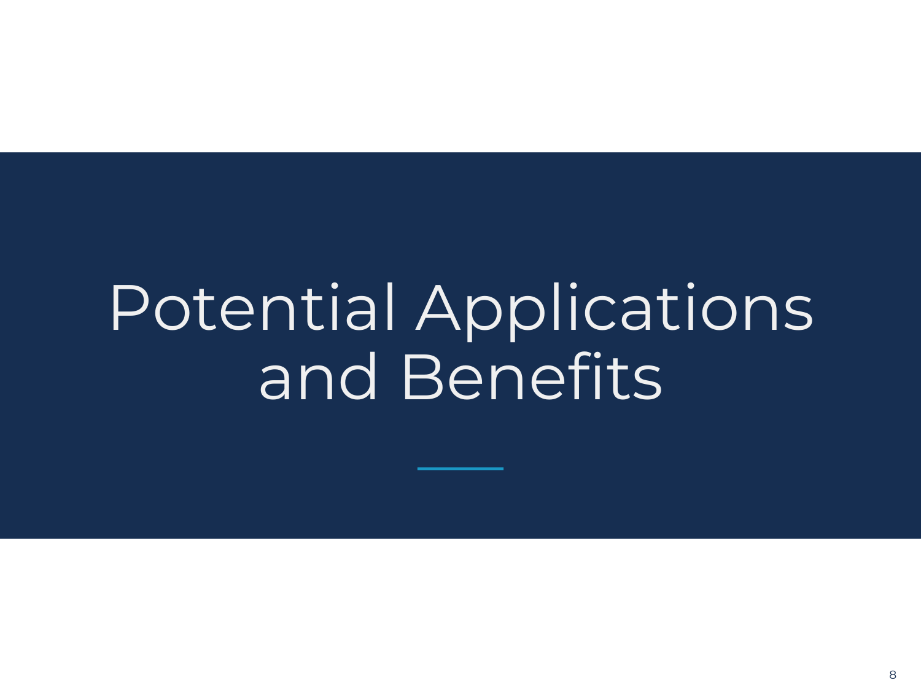# Potential Applications and Benefits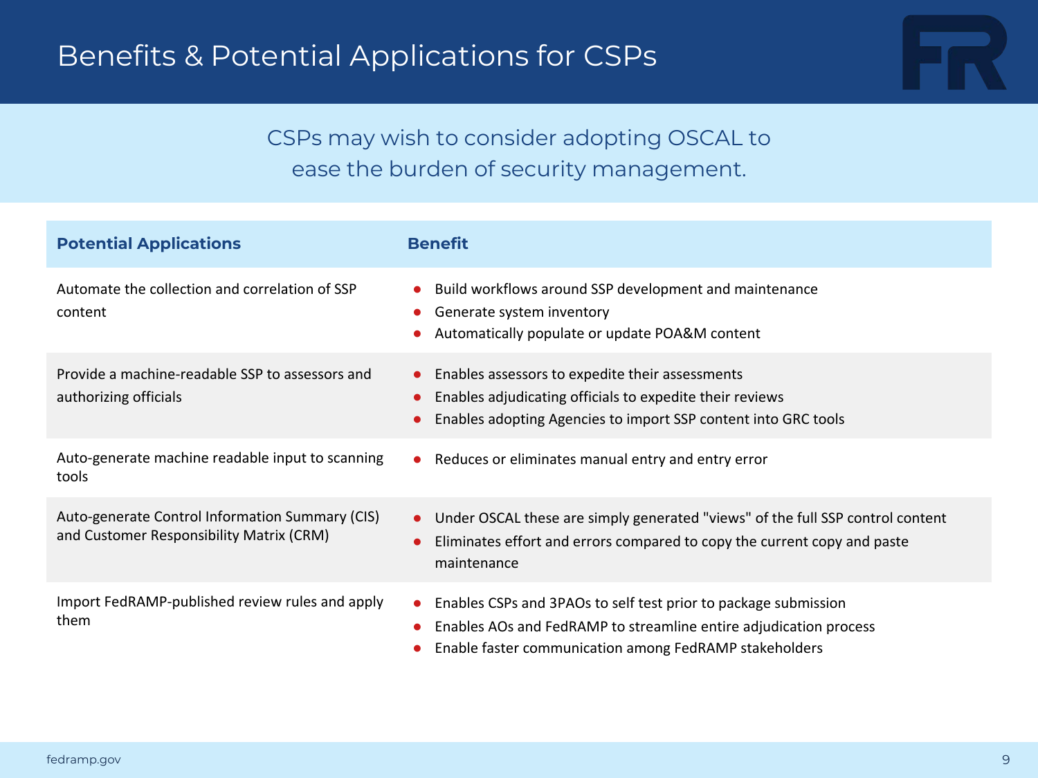# Benefits & Potential Applications for CSPs

CSPs may wish to consider adopting OSCAL to ease the burden of security management.

| Potential Applications | Benefit |
| --- | --- |
| Automate the collection and correlation of SSP content | • Build workflows around SSP development and maintenance<br>• Generate system inventory<br>• Automatically populate or update POA&M content |
| Provide a machine-readable SSP to assessors and authorizing officials | • Enables assessors to expedite their assessments<br>• Enables adjudicating officials to expedite their reviews<br>• Enables adopting Agencies to import SSP content into GRC tools |
| Auto-generate machine readable input to scanning tools | • Reduces or eliminates manual entry and entry error |
| Auto-generate Control Information Summary (CIS) and Customer Responsibility Matrix (CRM) | • Under OSCAL these are simply generated "views" of the full SSP control content<br>• Eliminates effort and errors compared to copy the current copy and paste maintenance |
| Import FedRAMP-published review rules and apply them | • Enables CSPs and 3PAOs to self test prior to package submission<br>• Enables AOs and FedRAMP to streamline entire adjudication process<br>• Enable faster communication among FedRAMP stakeholders |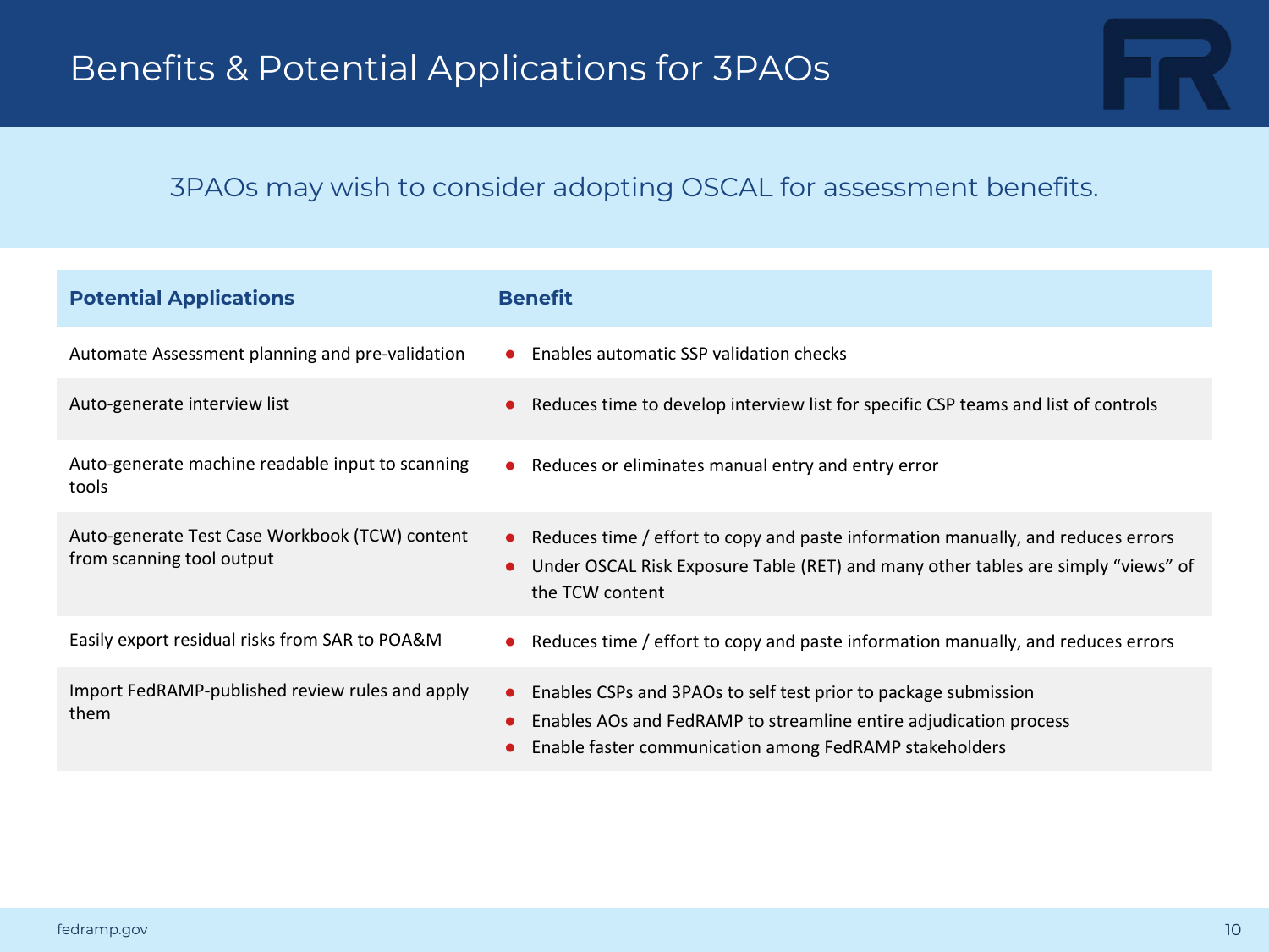# Benefits & Potential Applications for 3PAOs

3PAOs may wish to consider adopting OSCAL for assessment benefits.

| Potential Applications | Benefit |
|---|---|
| Automate Assessment planning and pre-validation | • Enables automatic SSP validation checks |
| Auto-generate interview list | • Reduces time to develop interview list for specific CSP teams and list of controls |
| Auto-generate machine readable input to scanning tools | • Reduces or eliminates manual entry and entry error |
| Auto-generate Test Case Workbook (TCW) content from scanning tool output | • Reduces time / effort to copy and paste information manually, and reduces errors<br>• Under OSCAL Risk Exposure Table (RET) and many other tables are simply "views" of the TCW content |
| Easily export residual risks from SAR to POA&M | • Reduces time / effort to copy and paste information manually, and reduces errors |
| Import FedRAMP-published review rules and apply them | • Enables CSPs and 3PAOs to self test prior to package submission<br>• Enables AOs and FedRAMP to streamline entire adjudication process<br>• Enable faster communication among FedRAMP stakeholders |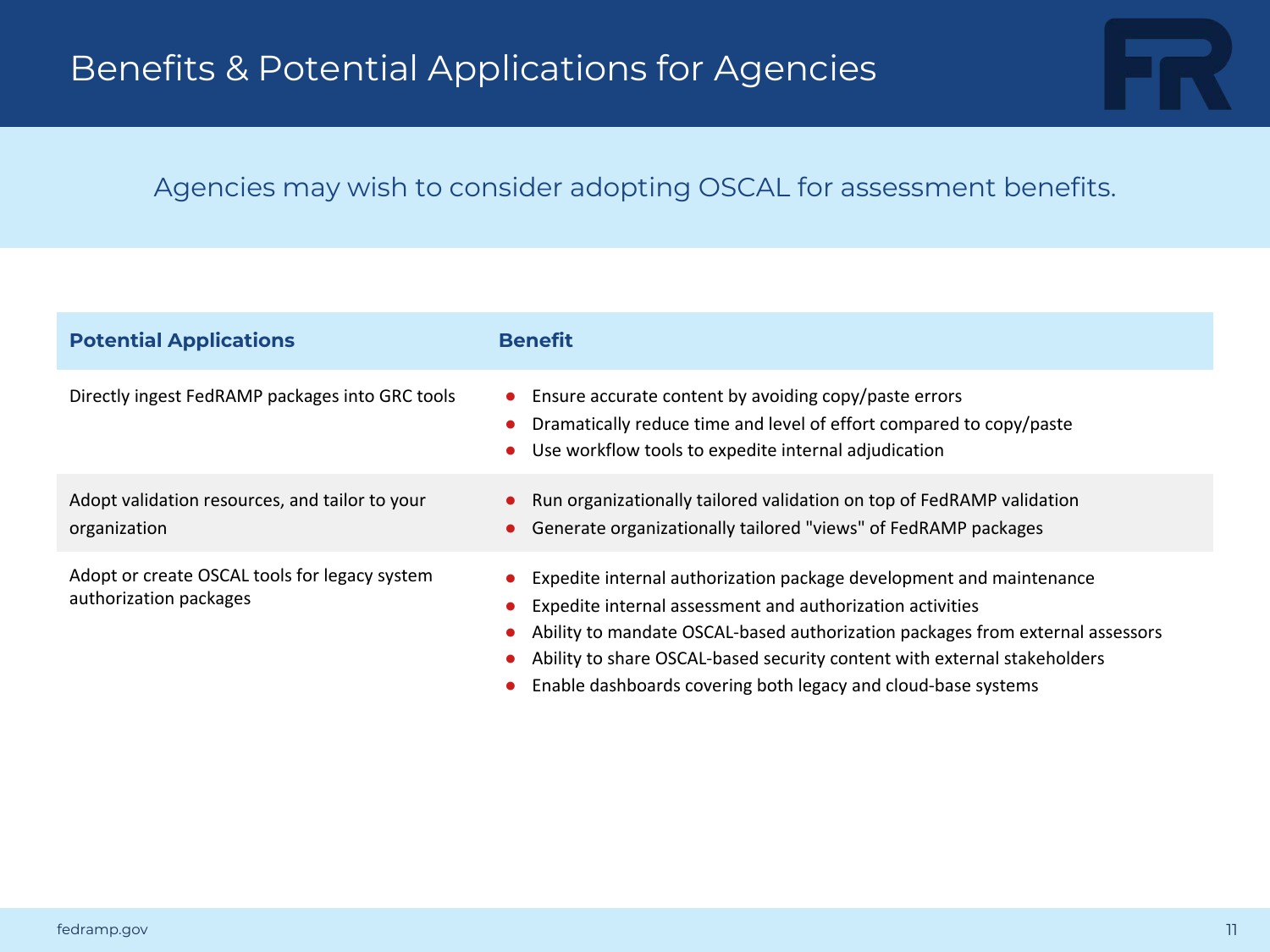# Benefits & Potential Applications for Agencies

Agencies may wish to consider adopting OSCAL for assessment benefits.

| Potential Applications | Benefit |
| --- | --- |
| Directly ingest FedRAMP packages into GRC tools | • Ensure accurate content by avoiding copy/paste errors<br>• Dramatically reduce time and level of effort compared to copy/paste<br>• Use workflow tools to expedite internal adjudication |
| Adopt validation resources, and tailor to your organization | • Run organizationally tailored validation on top of FedRAMP validation<br>• Generate organizationally tailored "views" of FedRAMP packages |
| Adopt or create OSCAL tools for legacy system authorization packages | • Expedite internal authorization package development and maintenance<br>• Expedite internal assessment and authorization activities<br>• Ability to mandate OSCAL-based authorization packages from external assessors<br>• Ability to share OSCAL-based security content with external stakeholders<br>• Enable dashboards covering both legacy and cloud-base systems |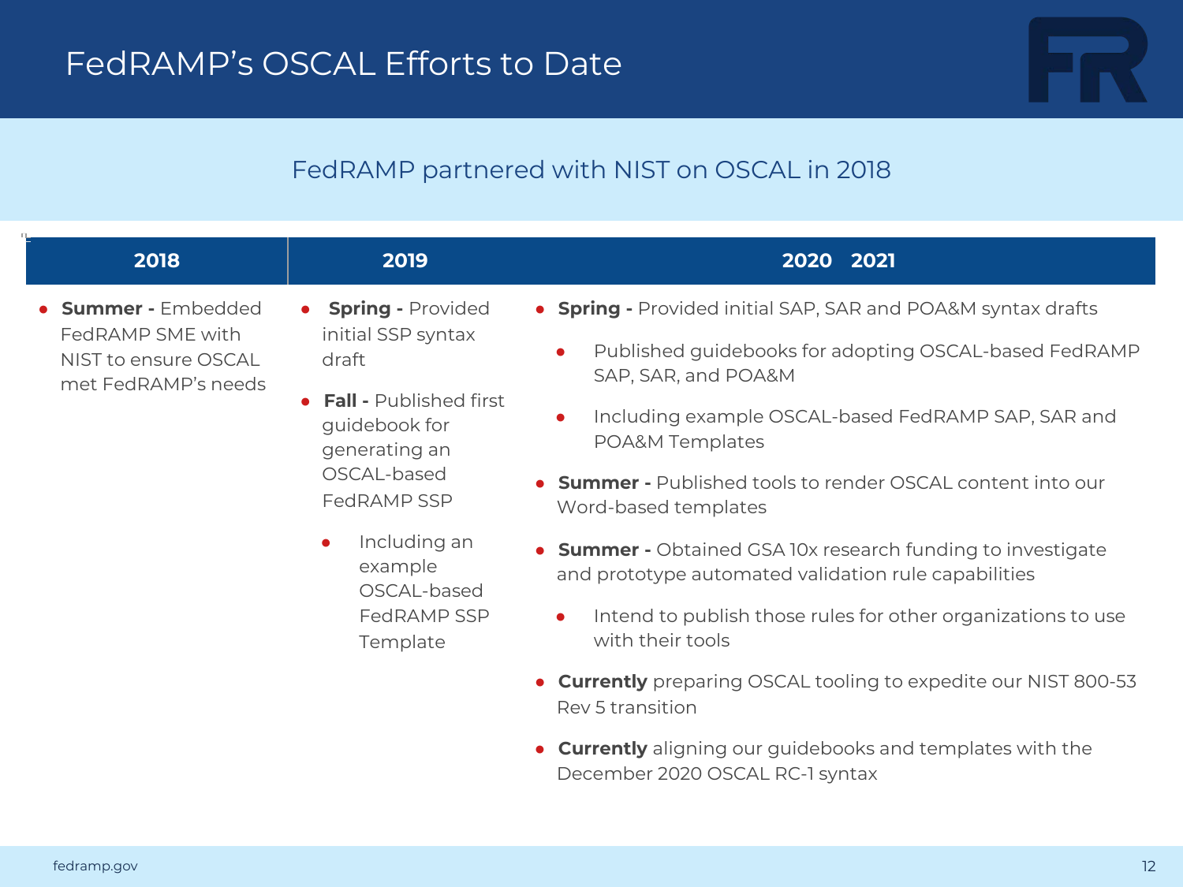# FedRAMP's OSCAL Efforts to Date

## FedRAMP partnered with NIST on OSCAL in 2018

### 2018

- **Summer -** Embedded FedRAMP SME with NIST to ensure OSCAL met FedRAMP's needs

### 2019

- **Spring -** Provided initial SSP syntax draft
- **Fall -** Published first guidebook for generating an OSCAL-based FedRAMP SSP
    - Including an example OSCAL-based FedRAMP SSP Template

### 2020 2021

- **Spring -** Provided initial SAP, SAR and POA&M syntax drafts
    - Published guidebooks for adopting OSCAL-based FedRAMP SAP, SAR, and POA&M
    - Including example OSCAL-based FedRAMP SAP, SAR and POA&M Templates
- **Summer -** Published tools to render OSCAL content into our Word-based templates
- **Summer -** Obtained GSA 10x research funding to investigate and prototype automated validation rule capabilities
    - Intend to publish those rules for other organizations to use with their tools
- **Currently** preparing OSCAL tooling to expedite our NIST 800-53 Rev 5 transition
- **Currently** aligning our guidebooks and templates with the December 2020 OSCAL RC-1 syntax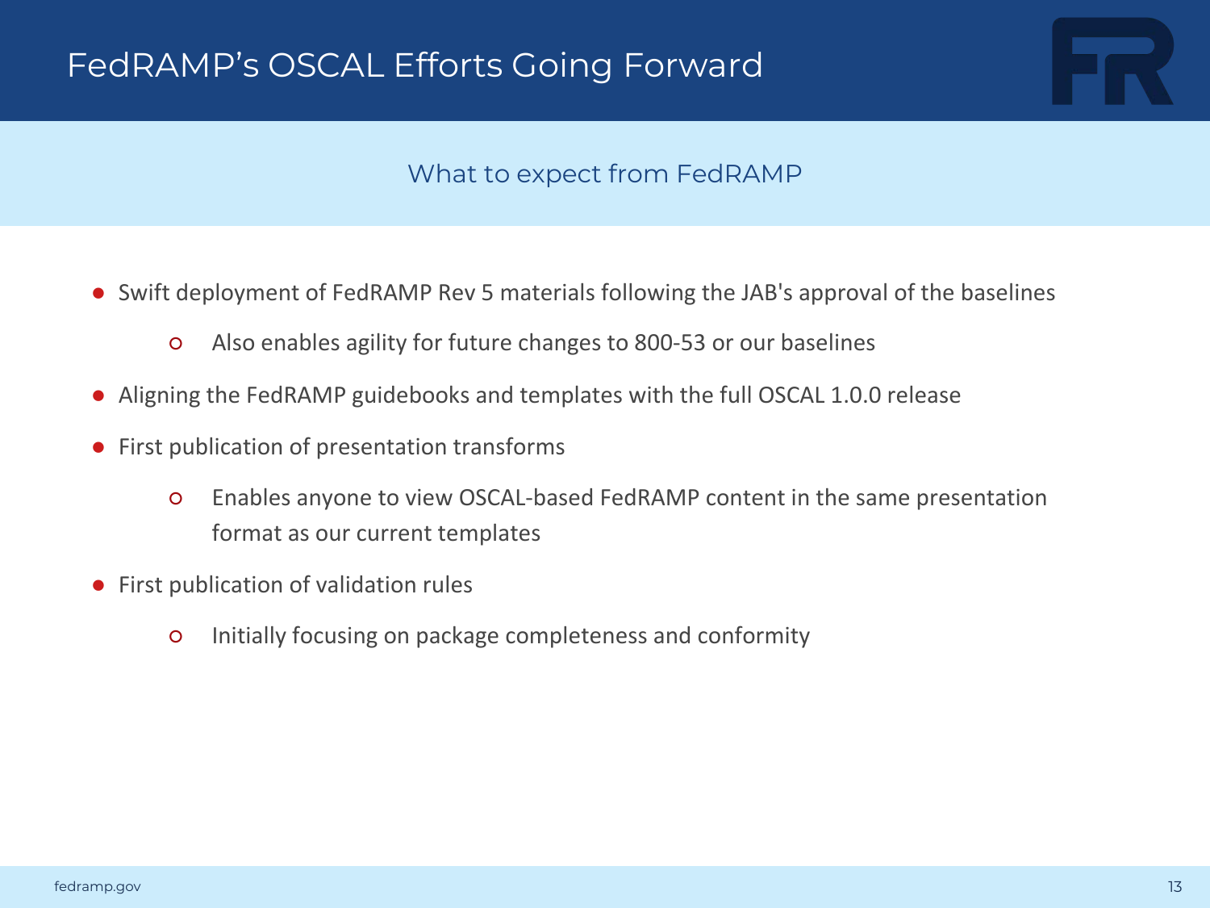# FedRAMP's OSCAL Efforts Going Forward

## What to expect from FedRAMP

- Swift deployment of FedRAMP Rev 5 materials following the JAB's approval of the baselines
  - Also enables agility for future changes to 800-53 or our baselines
- Aligning the FedRAMP guidebooks and templates with the full OSCAL 1.0.0 release
- First publication of presentation transforms
  - Enables anyone to view OSCAL-based FedRAMP content in the same presentation format as our current templates
- First publication of validation rules
  - Initially focusing on package completeness and conformity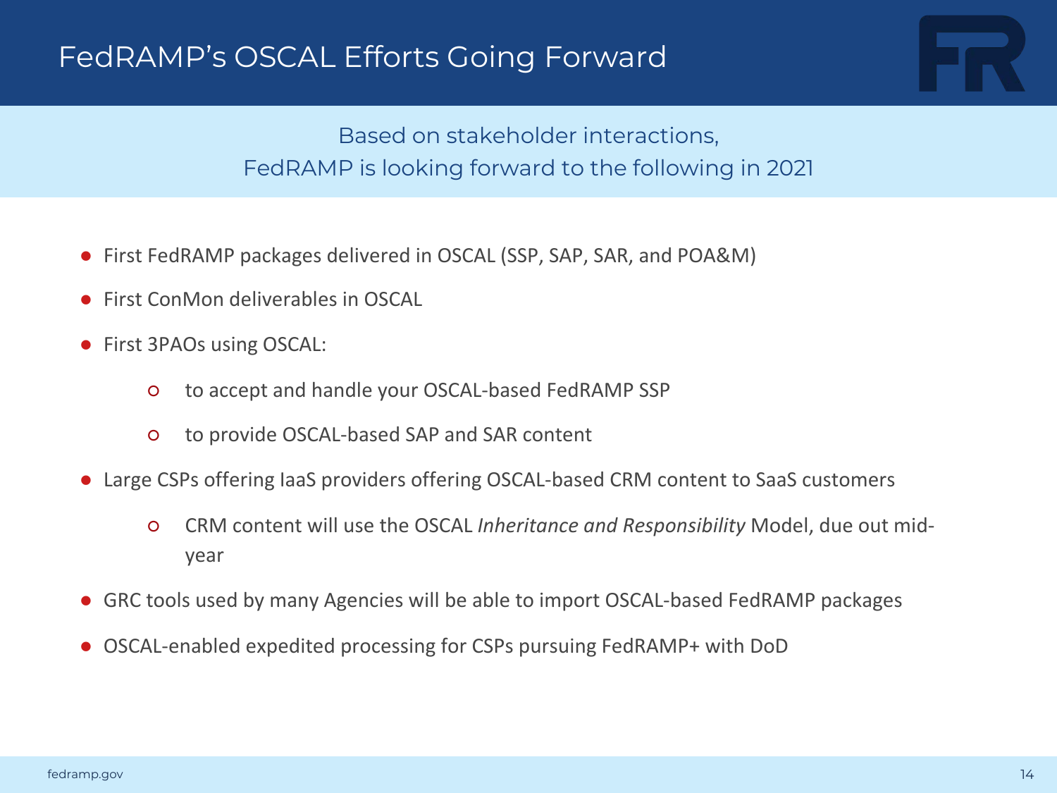# FedRAMP's OSCAL Efforts Going Forward

Based on stakeholder interactions,
FedRAMP is looking forward to the following in 2021

- First FedRAMP packages delivered in OSCAL (SSP, SAP, SAR, and POA&M)
- First ConMon deliverables in OSCAL
- First 3PAOs using OSCAL:
    - to accept and handle your OSCAL-based FedRAMP SSP
    - to provide OSCAL-based SAP and SAR content
- Large CSPs offering IaaS providers offering OSCAL-based CRM content to SaaS customers
    - CRM content will use the OSCAL *Inheritance and Responsibility* Model, due out mid-year
- GRC tools used by many Agencies will be able to import OSCAL-based FedRAMP packages
- OSCAL-enabled expedited processing for CSPs pursuing FedRAMP+ with DoD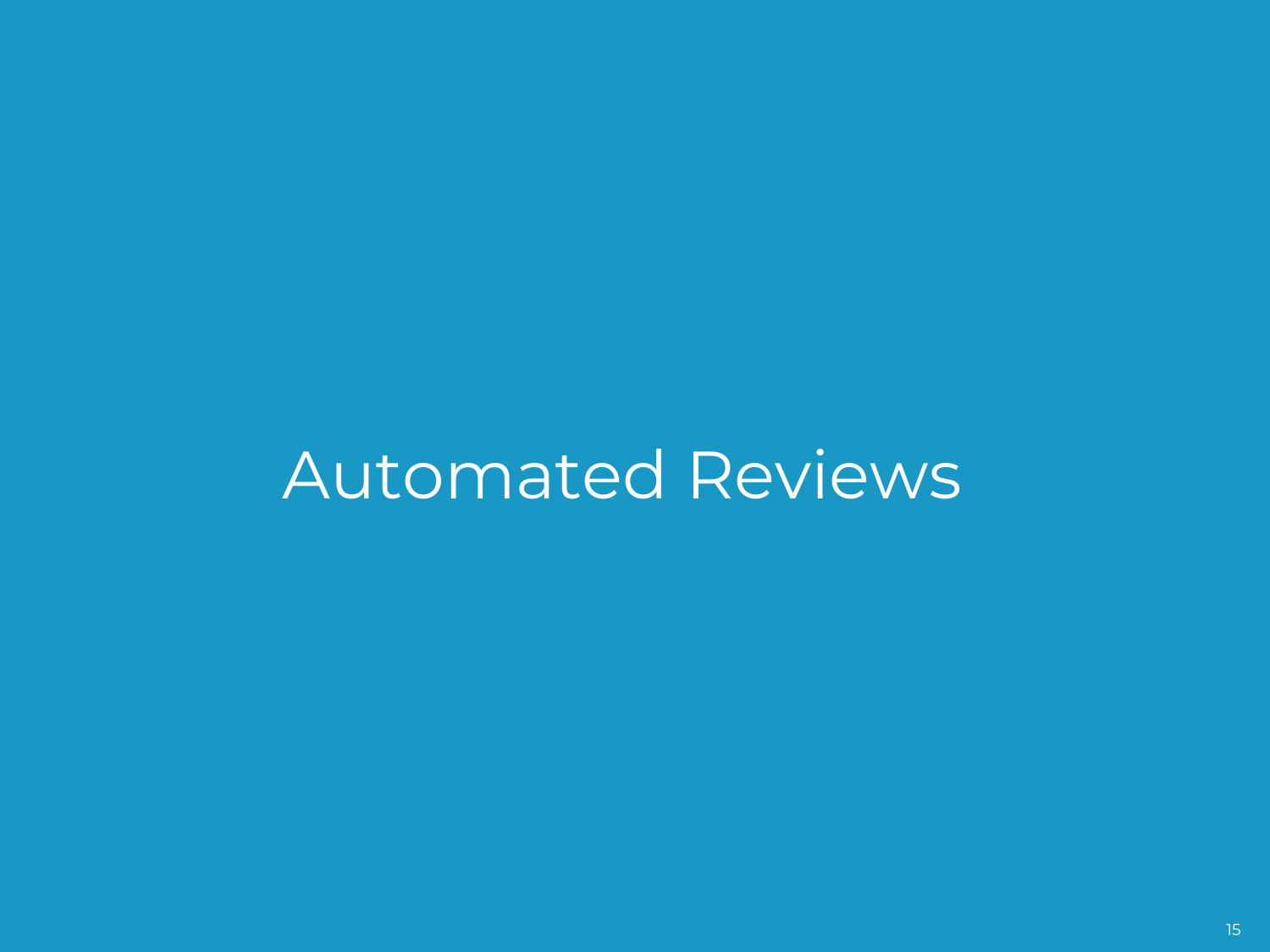# Automated Reviews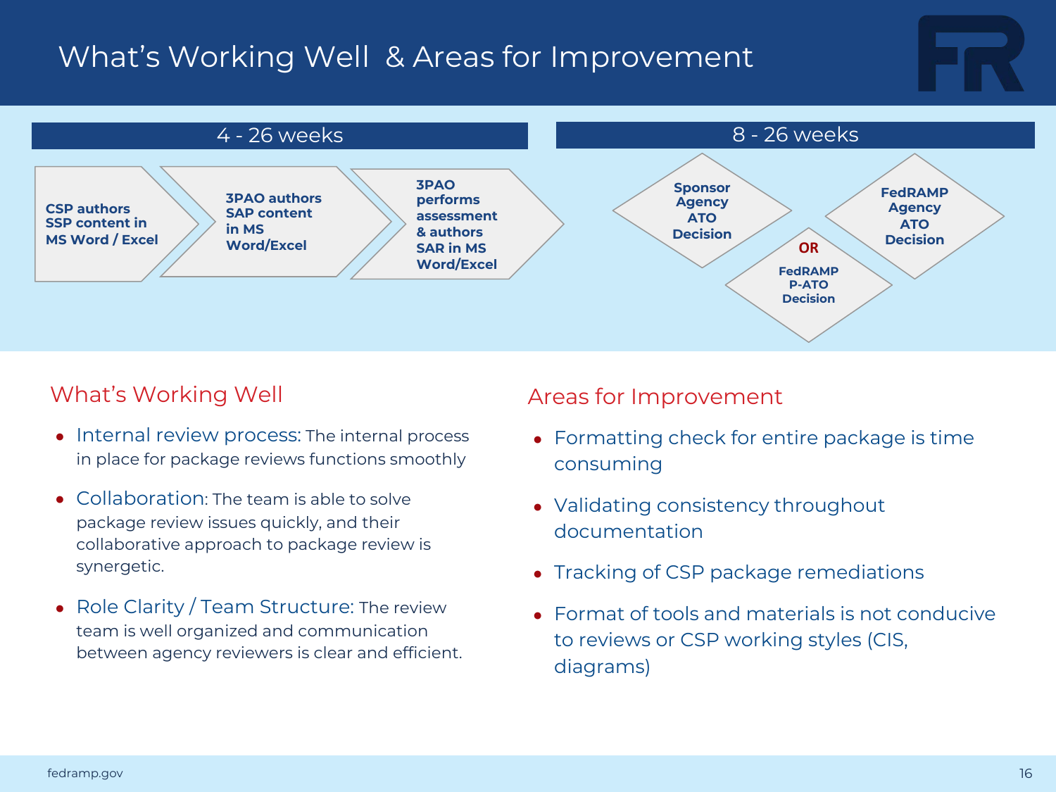# What's Working Well & Areas for Improvement

**4 - 26 weeks**

- **CSP authors SSP content in MS Word / Excel**
- **3PAO authors SAP content in MS Word/Excel**
- **3PAO performs assessment & authors SAR in MS Word/Excel**

**8 - 26 weeks**

- **Sponsor Agency ATO Decision**
- **OR**
- **FedRAMP P-ATO Decision**
- **FedRAMP Agency ATO Decision**

## What's Working Well

- Internal review process: The internal process in place for package reviews functions smoothly
- Collaboration: The team is able to solve package review issues quickly, and their collaborative approach to package review is synergetic.
- Role Clarity / Team Structure: The review team is well organized and communication between agency reviewers is clear and efficient.

## Areas for Improvement

- Formatting check for entire package is time consuming
- Validating consistency throughout documentation
- Tracking of CSP package remediations
- Format of tools and materials is not conducive to reviews or CSP working styles (CIS, diagrams)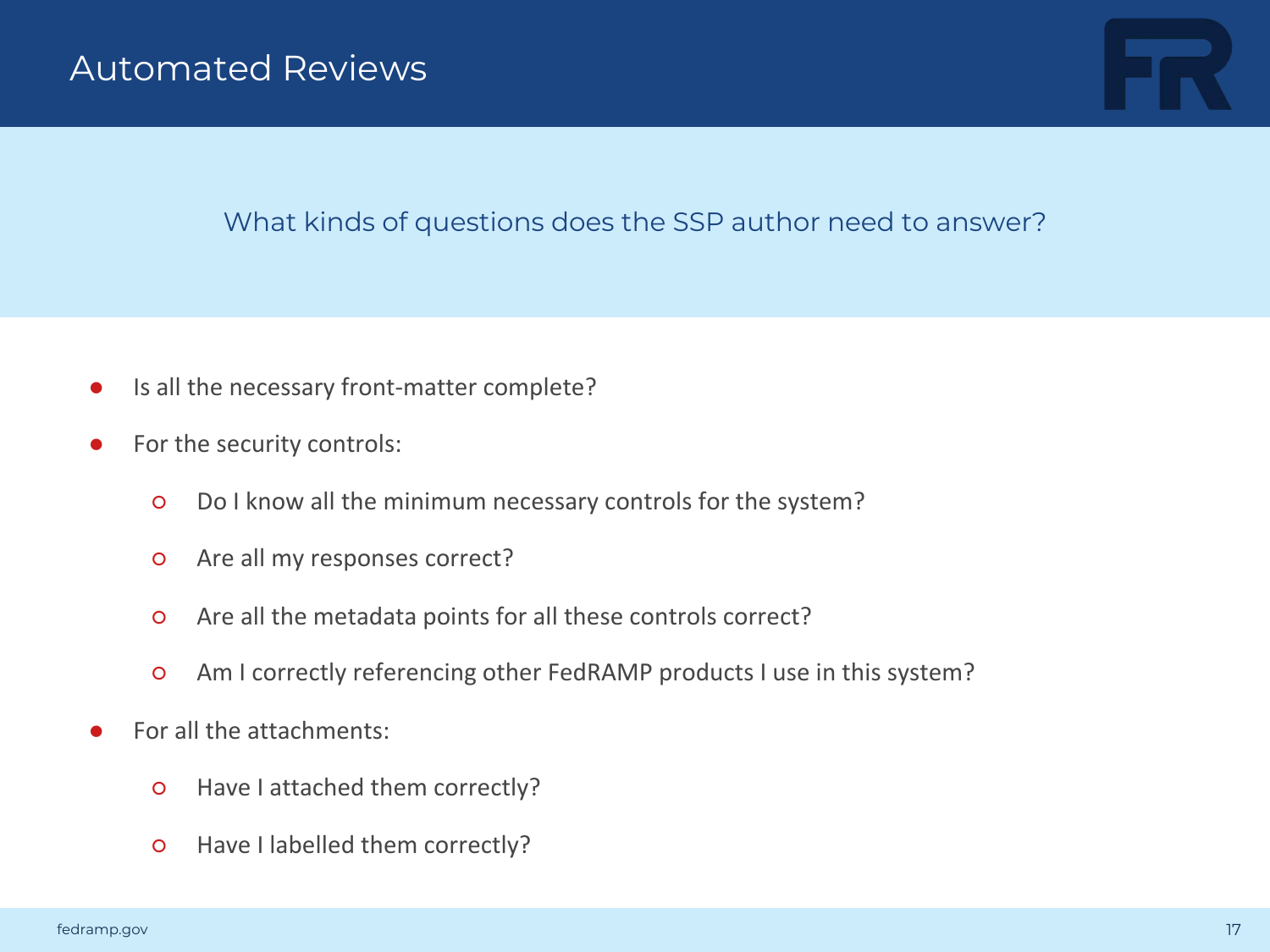# Automated Reviews

## What kinds of questions does the SSP author need to answer?

- Is all the necessary front-matter complete?
- For the security controls:
  - Do I know all the minimum necessary controls for the system?
  - Are all my responses correct?
  - Are all the metadata points for all these controls correct?
  - Am I correctly referencing other FedRAMP products I use in this system?
- For all the attachments:
  - Have I attached them correctly?
  - Have I labelled them correctly?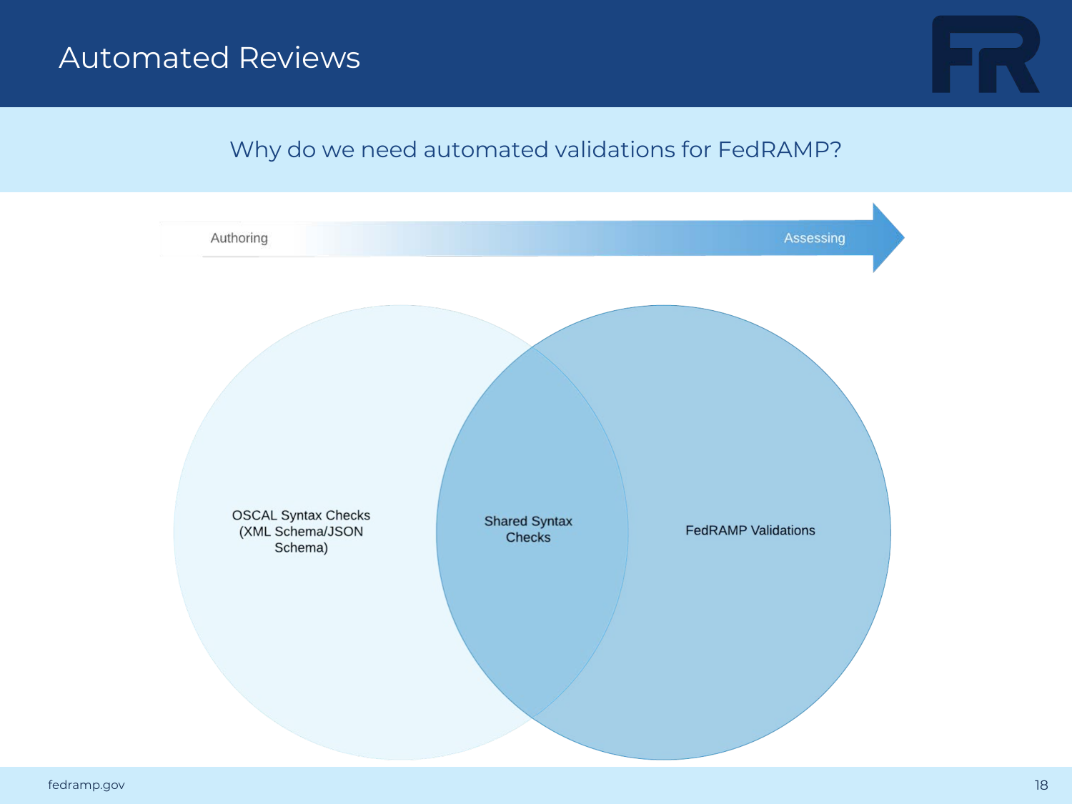# Automated Reviews

## Why do we need automated validations for FedRAMP?

Authoring → Assessing

OSCAL Syntax Checks (XML Schema/JSON Schema)

Shared Syntax Checks

FedRAMP Validations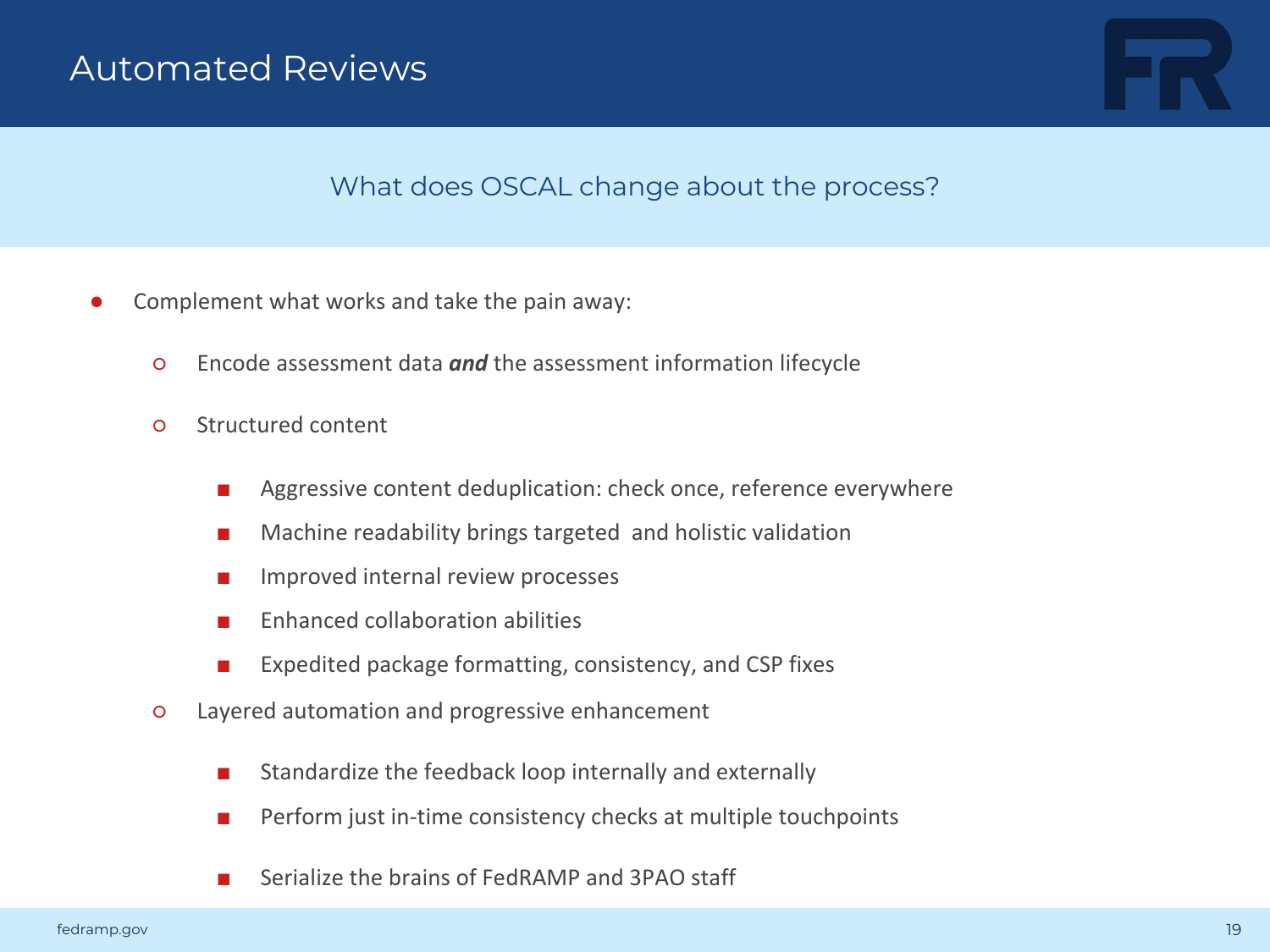# Automated Reviews

## What does OSCAL change about the process?

- Complement what works and take the pain away:
  - Encode assessment data ***and*** the assessment information lifecycle
  - Structured content
    - Aggressive content deduplication: check once, reference everywhere
    - Machine readability brings targeted  and holistic validation
    - Improved internal review processes
    - Enhanced collaboration abilities
    - Expedited package formatting, consistency, and CSP fixes
  - Layered automation and progressive enhancement
    - Standardize the feedback loop internally and externally
    - Perform just in-time consistency checks at multiple touchpoints
    - Serialize the brains of FedRAMP and 3PAO staff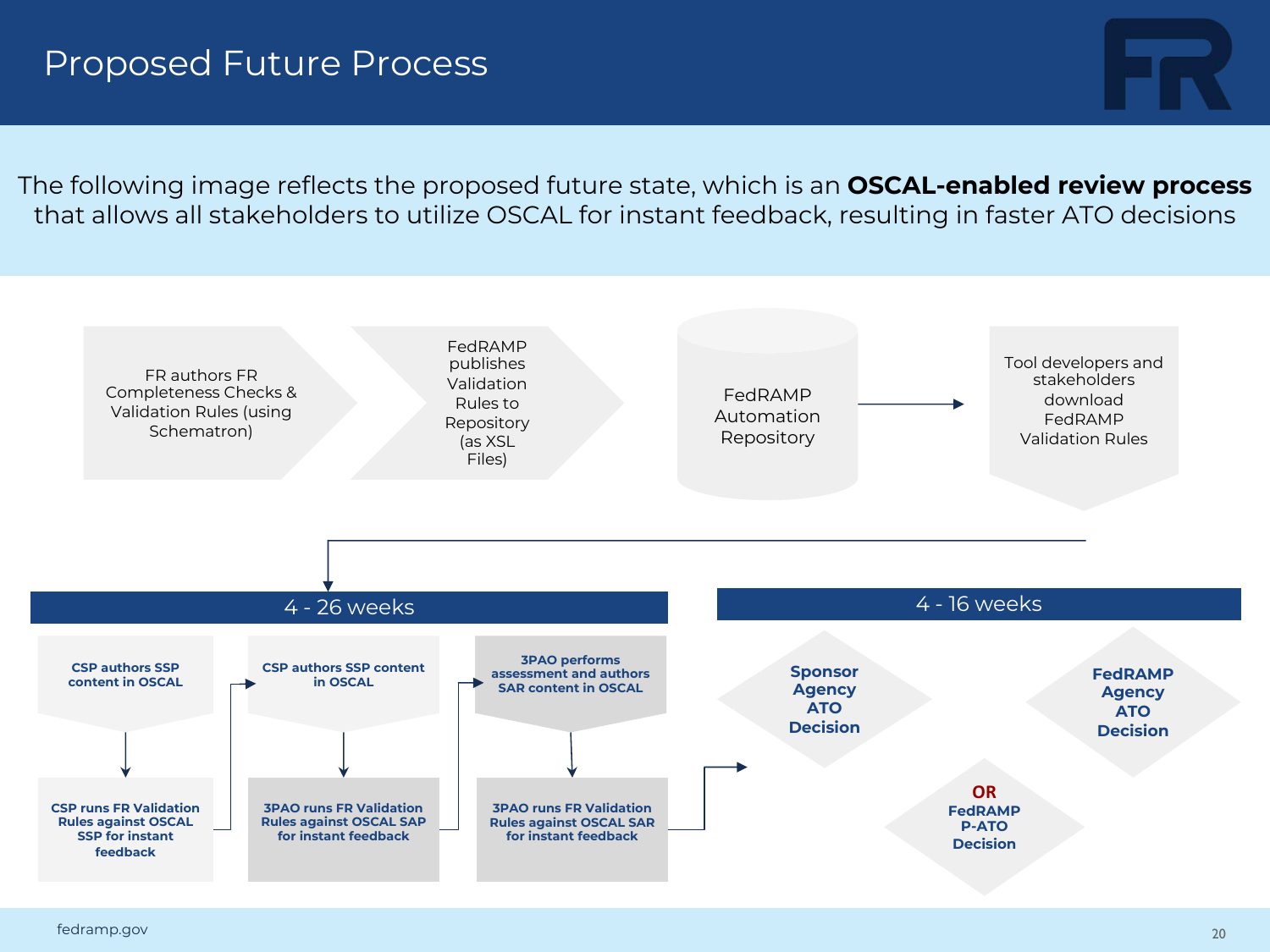# Proposed Future Process

The following image reflects the proposed future state, which is an **OSCAL-enabled review process** that allows all stakeholders to utilize OSCAL for instant feedback, resulting in faster ATO decisions

FR authors FR Completeness Checks & Validation Rules (using Schematron)

FedRAMP publishes Validation Rules to Repository (as XSL Files)

FedRAMP Automation Repository

Tool developers and stakeholders download FedRAMP Validation Rules

**4 - 26 weeks**

**CSP authors SSP content in OSCAL**

**CSP runs FR Validation Rules against OSCAL SSP for instant feedback**

**CSP authors SSP content in OSCAL**

**3PAO runs FR Validation Rules against OSCAL SAP for instant feedback**

**3PAO performs assessment and authors SAR content in OSCAL**

**3PAO runs FR Validation Rules against OSCAL SAR for instant feedback**

**4 - 16 weeks**

**Sponsor Agency ATO Decision**

**FedRAMP Agency ATO Decision**

**OR**

**FedRAMP P-ATO Decision**

fedramp.gov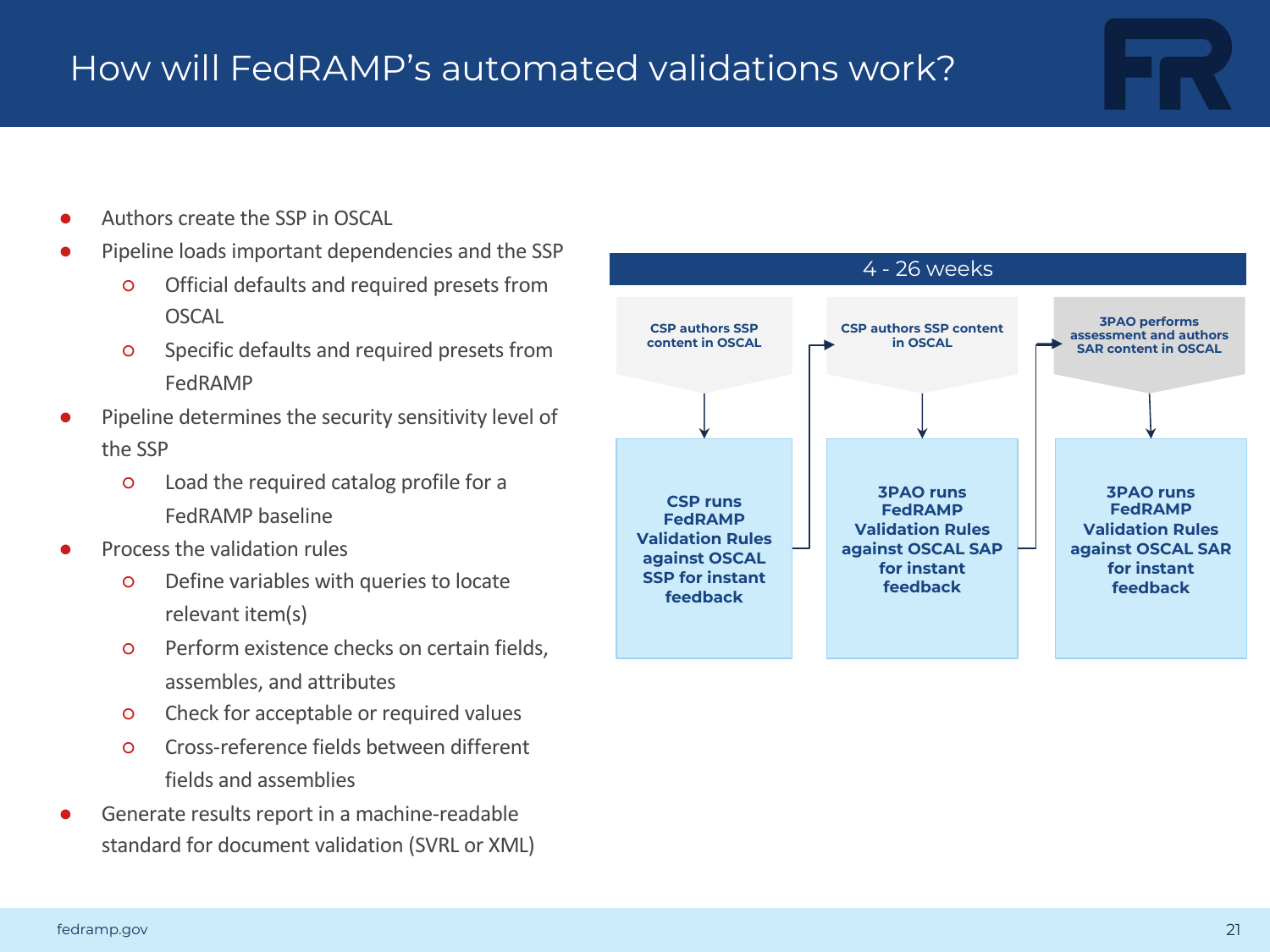# How will FedRAMP's automated validations work?

- Authors create the SSP in OSCAL
- Pipeline loads important dependencies and the SSP
  - Official defaults and required presets from OSCAL
  - Specific defaults and required presets from FedRAMP
- Pipeline determines the security sensitivity level of the SSP
  - Load the required catalog profile for a FedRAMP baseline
- Process the validation rules
  - Define variables with queries to locate relevant item(s)
  - Perform existence checks on certain fields, assembles, and attributes
  - Check for acceptable or required values
  - Cross-reference fields between different fields and assemblies
- Generate results report in a machine-readable standard for document validation (SVRL or XML)

**4 - 26 weeks**

| | | |
|---|---|---|
| **CSP authors SSP content in OSCAL** | **CSP authors SSP content in OSCAL** | **3PAO performs assessment and authors SAR content in OSCAL** |
| **CSP runs FedRAMP Validation Rules against OSCAL SSP for instant feedback** | **3PAO runs FedRAMP Validation Rules against OSCAL SAP for instant feedback** | **3PAO runs FedRAMP Validation Rules against OSCAL SAR for instant feedback** |

fedramp.gov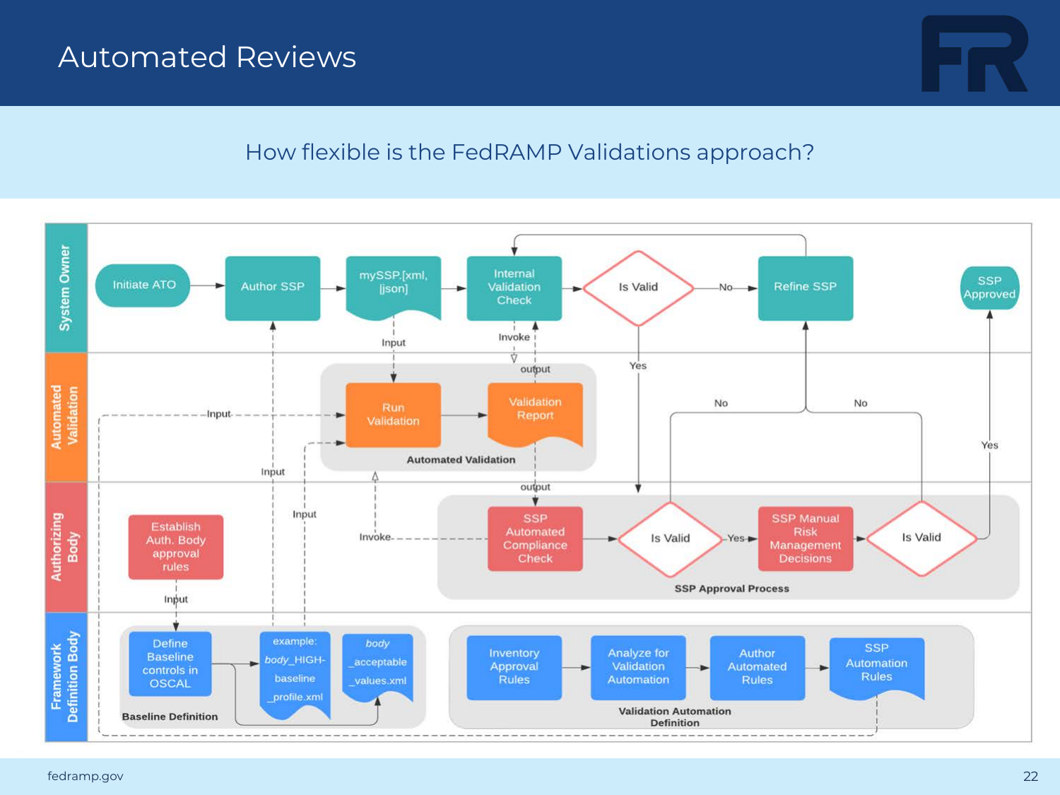# Automated Reviews

## How flexible is the FedRAMP Validations approach?

**System Owner**

Initiate ATO → Author SSP → mySSP.[xml, |json] → Internal Validation Check → Is Valid → No → Refine SSP

SSP Approved

**Automated Validation**

Run Validation → Validation Report

Automated Validation

**Authorizing Body**

Establish Auth. Body approval rules

SSP Automated Compliance Check → Is Valid → Yes → SSP Manual Risk Management Decisions → Is Valid → Yes → SSP Approved

SSP Approval Process

**Framework Definition Body**

Define Baseline controls in OSCAL → example: *body*_HIGH-baseline_profile.xml → *body*_acceptable_values.xml

Baseline Definition

Inventory Approval Rules → Analyze for Validation Automation → Author Automated Rules → SSP Automation Rules

Validation Automation Definition

Labels: Input, Invoke, output, Yes, No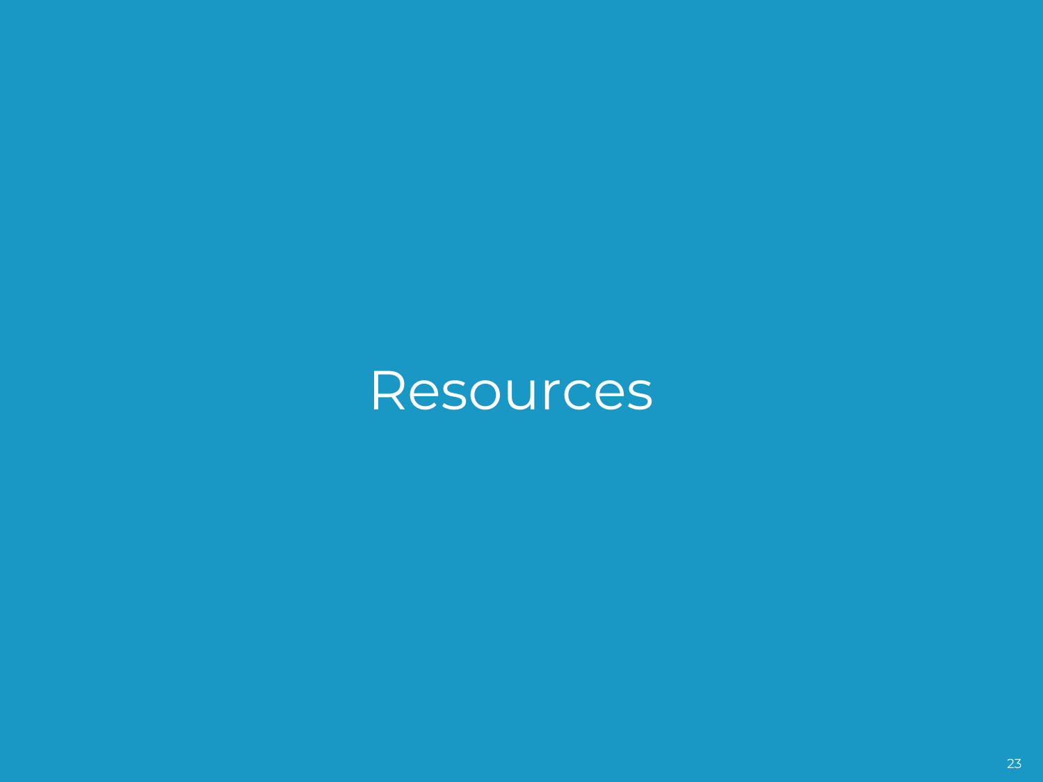# Resources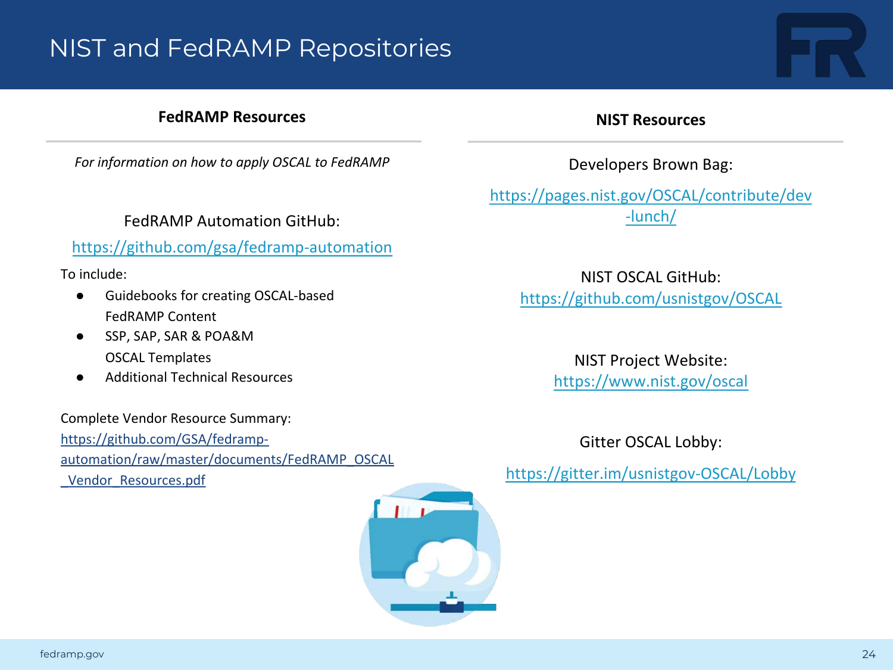# NIST and FedRAMP Repositories

## FedRAMP Resources

*For information on how to apply OSCAL to FedRAMP*

FedRAMP Automation GitHub:

https://github.com/gsa/fedramp-automation

To include:

- Guidebooks for creating OSCAL-based FedRAMP Content
- SSP, SAP, SAR & POA&M OSCAL Templates
- Additional Technical Resources

Complete Vendor Resource Summary:
https://github.com/GSA/fedramp-automation/raw/master/documents/FedRAMP_OSCAL_Vendor_Resources.pdf

## NIST Resources

Developers Brown Bag:

https://pages.nist.gov/OSCAL/contribute/dev-lunch/

NIST OSCAL GitHub:
https://github.com/usnistgov/OSCAL

NIST Project Website:
https://www.nist.gov/oscal

Gitter OSCAL Lobby:

https://gitter.im/usnistgov-OSCAL/Lobby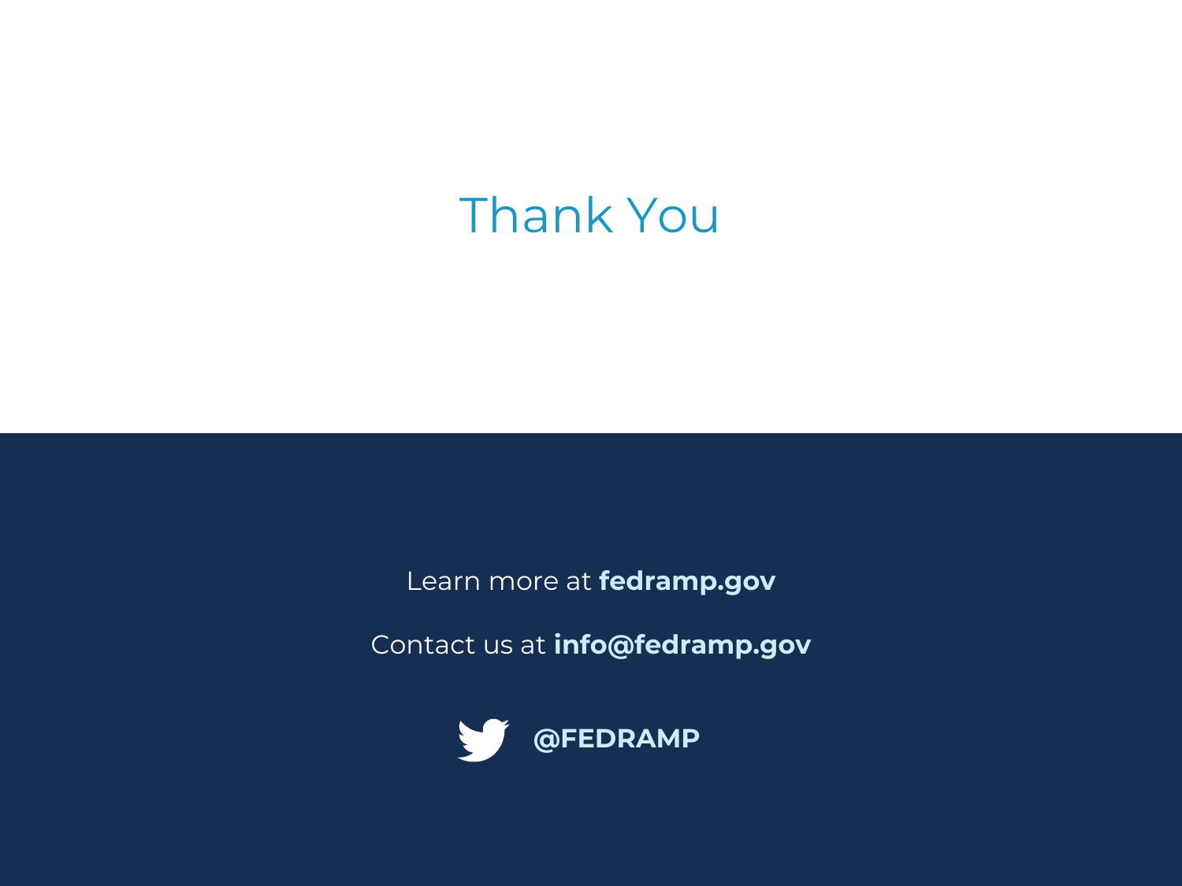# Thank You

Learn more at **fedramp.gov**

Contact us at **info@fedramp.gov**

**@FEDRAMP**